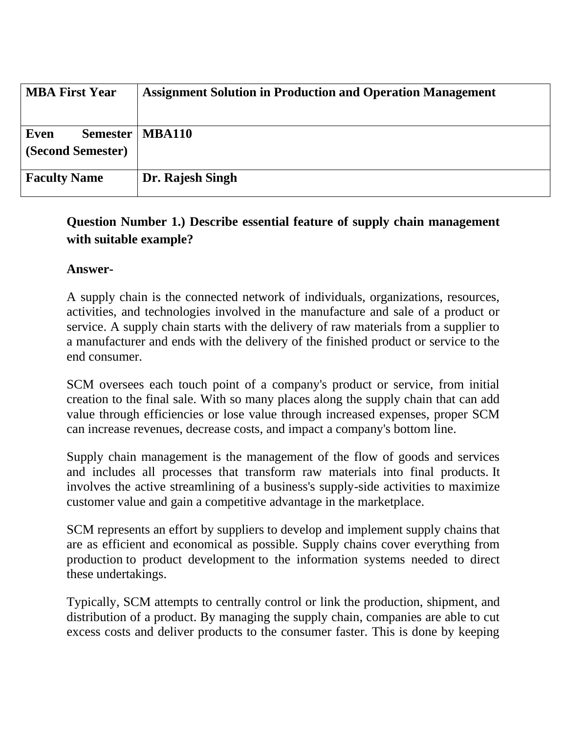| **MBA First Year** | **Assignment Solution in Production and Operation Management** |
| --- | --- |
| **Even Semester (Second Semester)** | **MBA110** |
| **Faculty Name** | **Dr. Rajesh Singh** |

**Question Number 1.) Describe essential feature of supply chain management with suitable example?**

**Answer-**

A supply chain is the connected network of individuals, organizations, resources, activities, and technologies involved in the manufacture and sale of a product or service. A supply chain starts with the delivery of raw materials from a supplier to a manufacturer and ends with the delivery of the finished product or service to the end consumer.

SCM oversees each touch point of a company's product or service, from initial creation to the final sale. With so many places along the supply chain that can add value through efficiencies or lose value through increased expenses, proper SCM can increase revenues, decrease costs, and impact a company's bottom line.

Supply chain management is the management of the flow of goods and services and includes all processes that transform raw materials into final products. It involves the active streamlining of a business's supply-side activities to maximize customer value and gain a competitive advantage in the marketplace.

SCM represents an effort by suppliers to develop and implement supply chains that are as efficient and economical as possible. Supply chains cover everything from production to product development to the information systems needed to direct these undertakings.

Typically, SCM attempts to centrally control or link the production, shipment, and distribution of a product. By managing the supply chain, companies are able to cut excess costs and deliver products to the consumer faster. This is done by keeping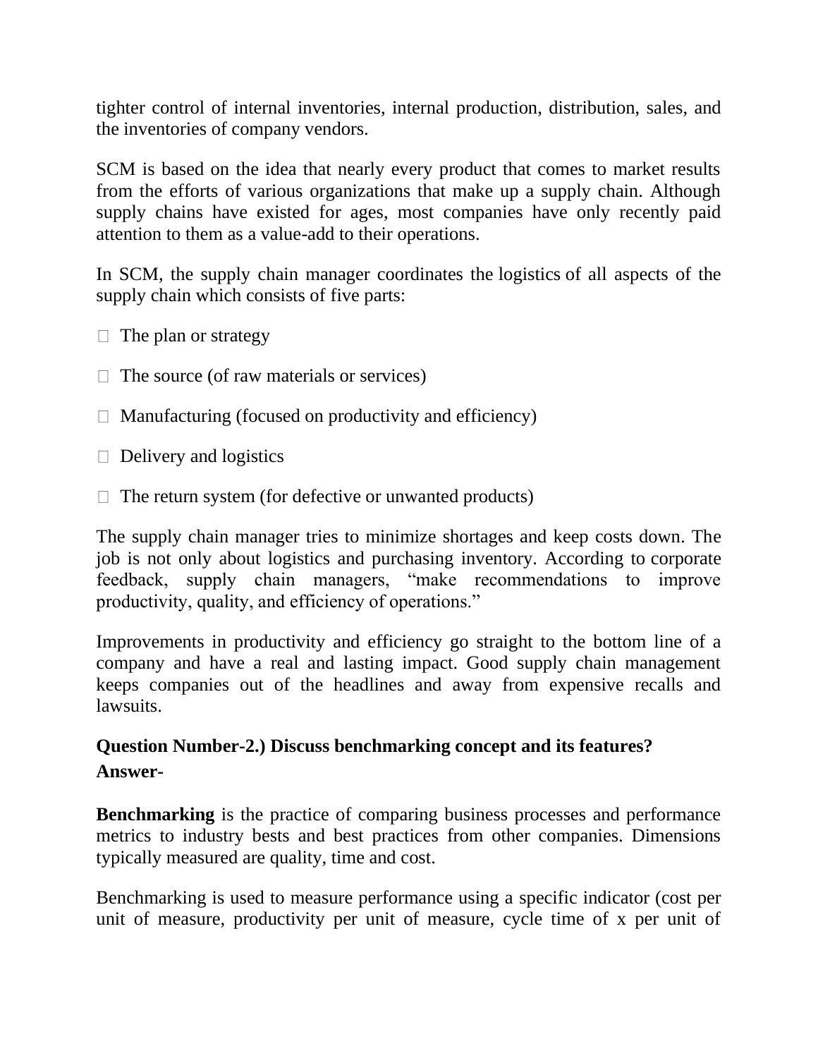tighter control of internal inventories, internal production, distribution, sales, and the inventories of company vendors.

SCM is based on the idea that nearly every product that comes to market results from the efforts of various organizations that make up a supply chain. Although supply chains have existed for ages, most companies have only recently paid attention to them as a value-add to their operations.

In SCM, the supply chain manager coordinates the logistics of all aspects of the supply chain which consists of five parts:

- The plan or strategy
- The source (of raw materials or services)
- Manufacturing (focused on productivity and efficiency)
- Delivery and logistics
- The return system (for defective or unwanted products)

The supply chain manager tries to minimize shortages and keep costs down. The job is not only about logistics and purchasing inventory. According to corporate feedback, supply chain managers, "make recommendations to improve productivity, quality, and efficiency of operations."

Improvements in productivity and efficiency go straight to the bottom line of a company and have a real and lasting impact. Good supply chain management keeps companies out of the headlines and away from expensive recalls and lawsuits.

**Question Number-2.) Discuss benchmarking concept and its features?**

**Answer-**

**Benchmarking** is the practice of comparing business processes and performance metrics to industry bests and best practices from other companies. Dimensions typically measured are quality, time and cost.

Benchmarking is used to measure performance using a specific indicator (cost per unit of measure, productivity per unit of measure, cycle time of x per unit of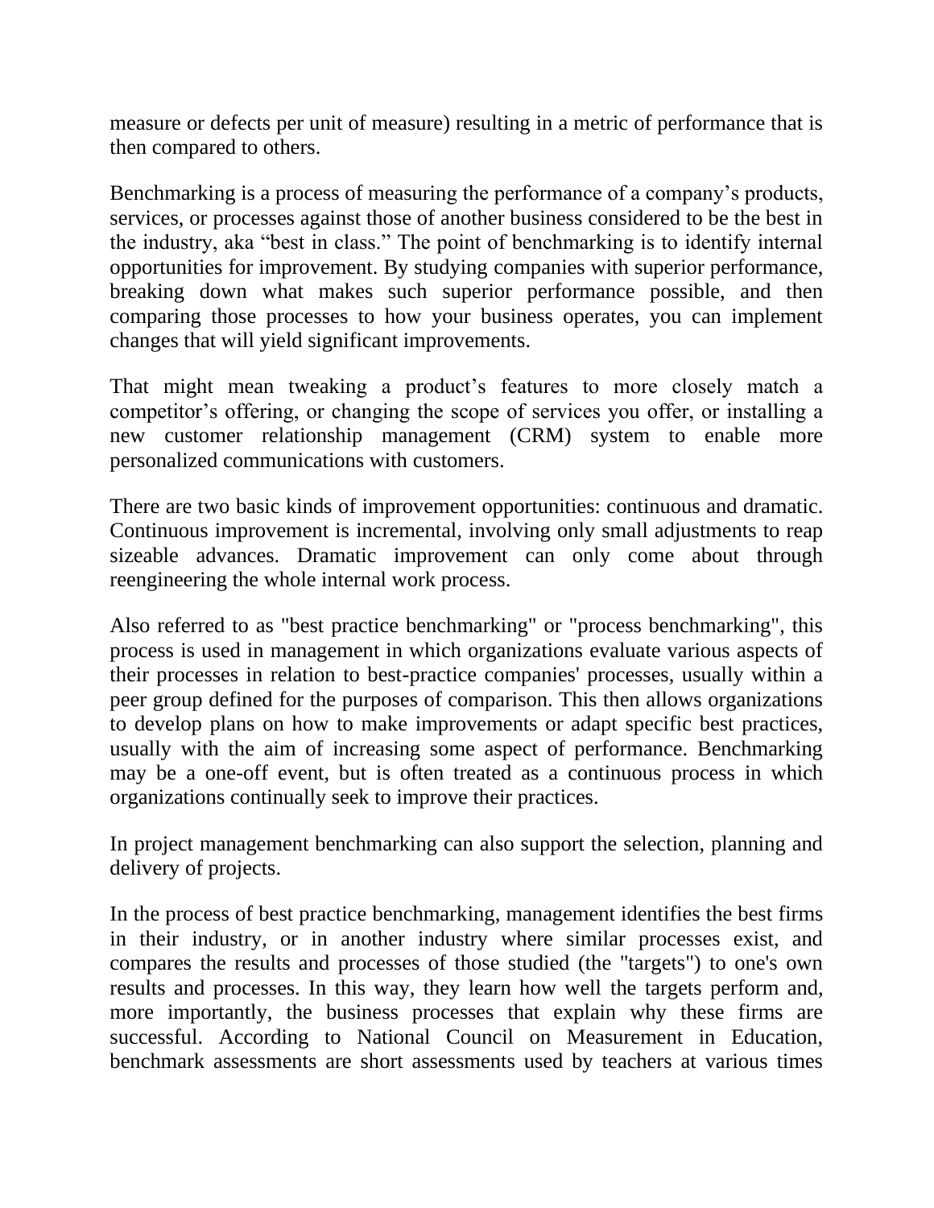measure or defects per unit of measure) resulting in a metric of performance that is then compared to others.

Benchmarking is a process of measuring the performance of a company's products, services, or processes against those of another business considered to be the best in the industry, aka "best in class." The point of benchmarking is to identify internal opportunities for improvement. By studying companies with superior performance, breaking down what makes such superior performance possible, and then comparing those processes to how your business operates, you can implement changes that will yield significant improvements.

That might mean tweaking a product's features to more closely match a competitor's offering, or changing the scope of services you offer, or installing a new customer relationship management (CRM) system to enable more personalized communications with customers.

There are two basic kinds of improvement opportunities: continuous and dramatic. Continuous improvement is incremental, involving only small adjustments to reap sizeable advances. Dramatic improvement can only come about through reengineering the whole internal work process.

Also referred to as "best practice benchmarking" or "process benchmarking", this process is used in management in which organizations evaluate various aspects of their processes in relation to best-practice companies' processes, usually within a peer group defined for the purposes of comparison. This then allows organizations to develop plans on how to make improvements or adapt specific best practices, usually with the aim of increasing some aspect of performance. Benchmarking may be a one-off event, but is often treated as a continuous process in which organizations continually seek to improve their practices.

In project management benchmarking can also support the selection, planning and delivery of projects.

In the process of best practice benchmarking, management identifies the best firms in their industry, or in another industry where similar processes exist, and compares the results and processes of those studied (the "targets") to one's own results and processes. In this way, they learn how well the targets perform and, more importantly, the business processes that explain why these firms are successful. According to National Council on Measurement in Education, benchmark assessments are short assessments used by teachers at various times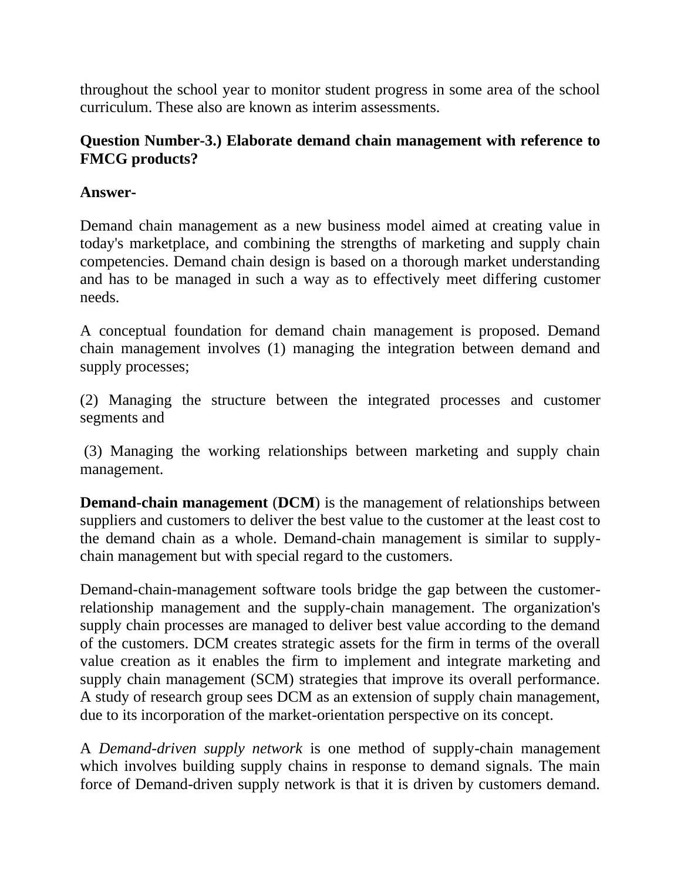throughout the school year to monitor student progress in some area of the school curriculum. These also are known as interim assessments.

**Question Number-3.) Elaborate demand chain management with reference to FMCG products?**

**Answer-**

Demand chain management as a new business model aimed at creating value in today's marketplace, and combining the strengths of marketing and supply chain competencies. Demand chain design is based on a thorough market understanding and has to be managed in such a way as to effectively meet differing customer needs.

A conceptual foundation for demand chain management is proposed. Demand chain management involves (1) managing the integration between demand and supply processes;

(2) Managing the structure between the integrated processes and customer segments and

(3) Managing the working relationships between marketing and supply chain management.

**Demand-chain management** (**DCM**) is the management of relationships between suppliers and customers to deliver the best value to the customer at the least cost to the demand chain as a whole. Demand-chain management is similar to supply-chain management but with special regard to the customers.

Demand-chain-management software tools bridge the gap between the customer-relationship management and the supply-chain management. The organization's supply chain processes are managed to deliver best value according to the demand of the customers. DCM creates strategic assets for the firm in terms of the overall value creation as it enables the firm to implement and integrate marketing and supply chain management (SCM) strategies that improve its overall performance. A study of research group sees DCM as an extension of supply chain management, due to its incorporation of the market-orientation perspective on its concept.

A *Demand-driven supply network* is one method of supply-chain management which involves building supply chains in response to demand signals. The main force of Demand-driven supply network is that it is driven by customers demand.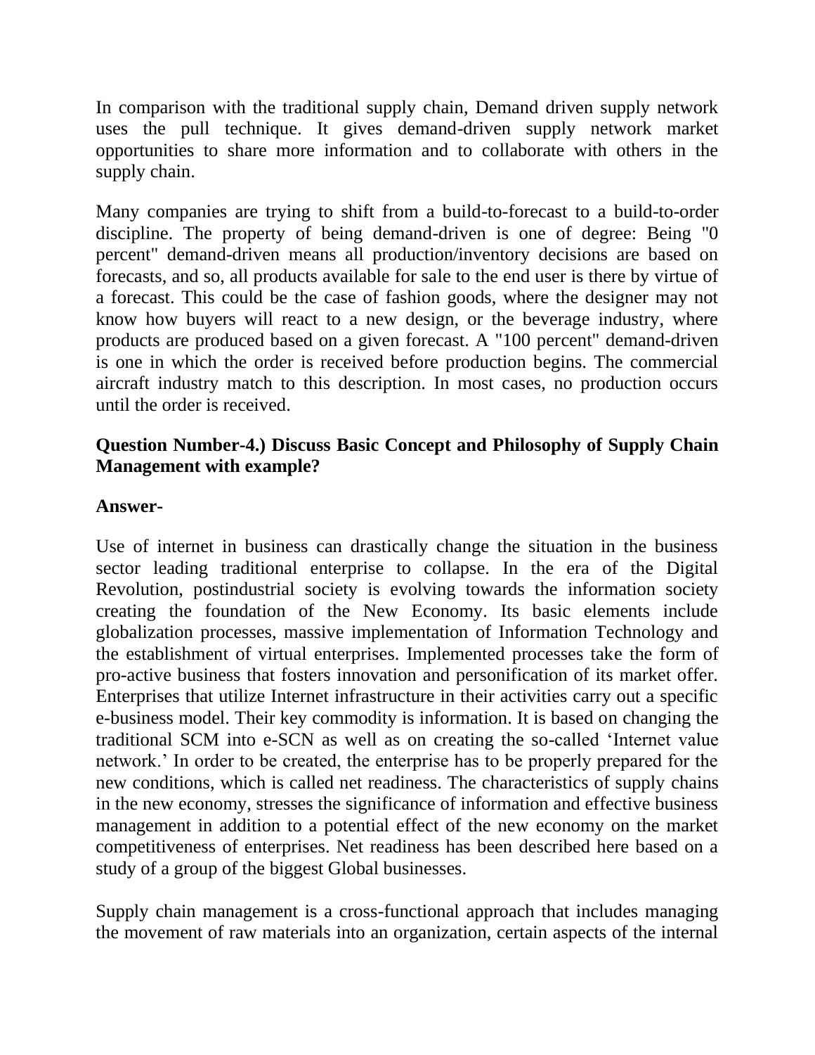In comparison with the traditional supply chain, Demand driven supply network uses the pull technique. It gives demand-driven supply network market opportunities to share more information and to collaborate with others in the supply chain.

Many companies are trying to shift from a build-to-forecast to a build-to-order discipline. The property of being demand-driven is one of degree: Being "0 percent" demand-driven means all production/inventory decisions are based on forecasts, and so, all products available for sale to the end user is there by virtue of a forecast. This could be the case of fashion goods, where the designer may not know how buyers will react to a new design, or the beverage industry, where products are produced based on a given forecast. A "100 percent" demand-driven is one in which the order is received before production begins. The commercial aircraft industry match to this description. In most cases, no production occurs until the order is received.

**Question Number-4.) Discuss Basic Concept and Philosophy of Supply Chain Management with example?**

**Answer-**

Use of internet in business can drastically change the situation in the business sector leading traditional enterprise to collapse. In the era of the Digital Revolution, postindustrial society is evolving towards the information society creating the foundation of the New Economy. Its basic elements include globalization processes, massive implementation of Information Technology and the establishment of virtual enterprises. Implemented processes take the form of pro-active business that fosters innovation and personification of its market offer. Enterprises that utilize Internet infrastructure in their activities carry out a specific e-business model. Their key commodity is information. It is based on changing the traditional SCM into e-SCN as well as on creating the so-called 'Internet value network.' In order to be created, the enterprise has to be properly prepared for the new conditions, which is called net readiness. The characteristics of supply chains in the new economy, stresses the significance of information and effective business management in addition to a potential effect of the new economy on the market competitiveness of enterprises. Net readiness has been described here based on a study of a group of the biggest Global businesses.

Supply chain management is a cross-functional approach that includes managing the movement of raw materials into an organization, certain aspects of the internal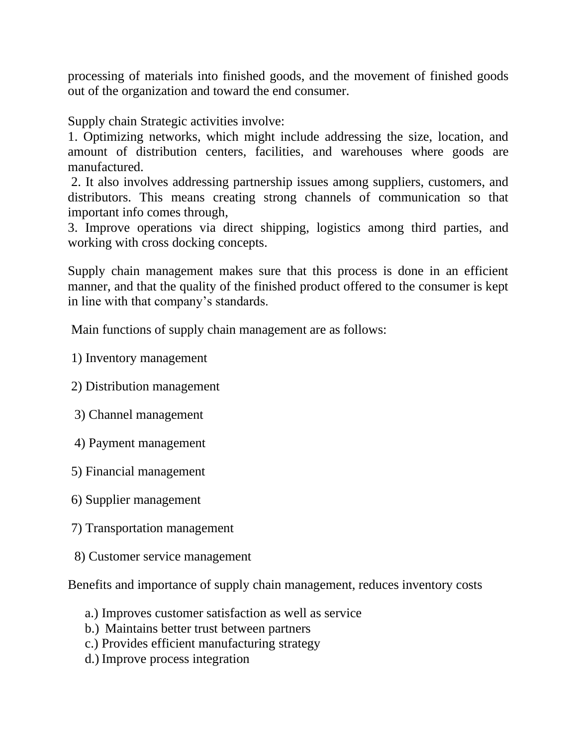processing of materials into finished goods, and the movement of finished goods out of the organization and toward the end consumer.

Supply chain Strategic activities involve:

1. Optimizing networks, which might include addressing the size, location, and amount of distribution centers, facilities, and warehouses where goods are manufactured.
2. It also involves addressing partnership issues among suppliers, customers, and distributors. This means creating strong channels of communication so that important info comes through,
3. Improve operations via direct shipping, logistics among third parties, and working with cross docking concepts.

Supply chain management makes sure that this process is done in an efficient manner, and that the quality of the finished product offered to the consumer is kept in line with that company's standards.

Main functions of supply chain management are as follows:

1) Inventory management

2) Distribution management

3) Channel management

4) Payment management

5) Financial management

6) Supplier management

7) Transportation management

8) Customer service management

Benefits and importance of supply chain management, reduces inventory costs

a.) Improves customer satisfaction as well as service
b.) Maintains better trust between partners
c.) Provides efficient manufacturing strategy
d.) Improve process integration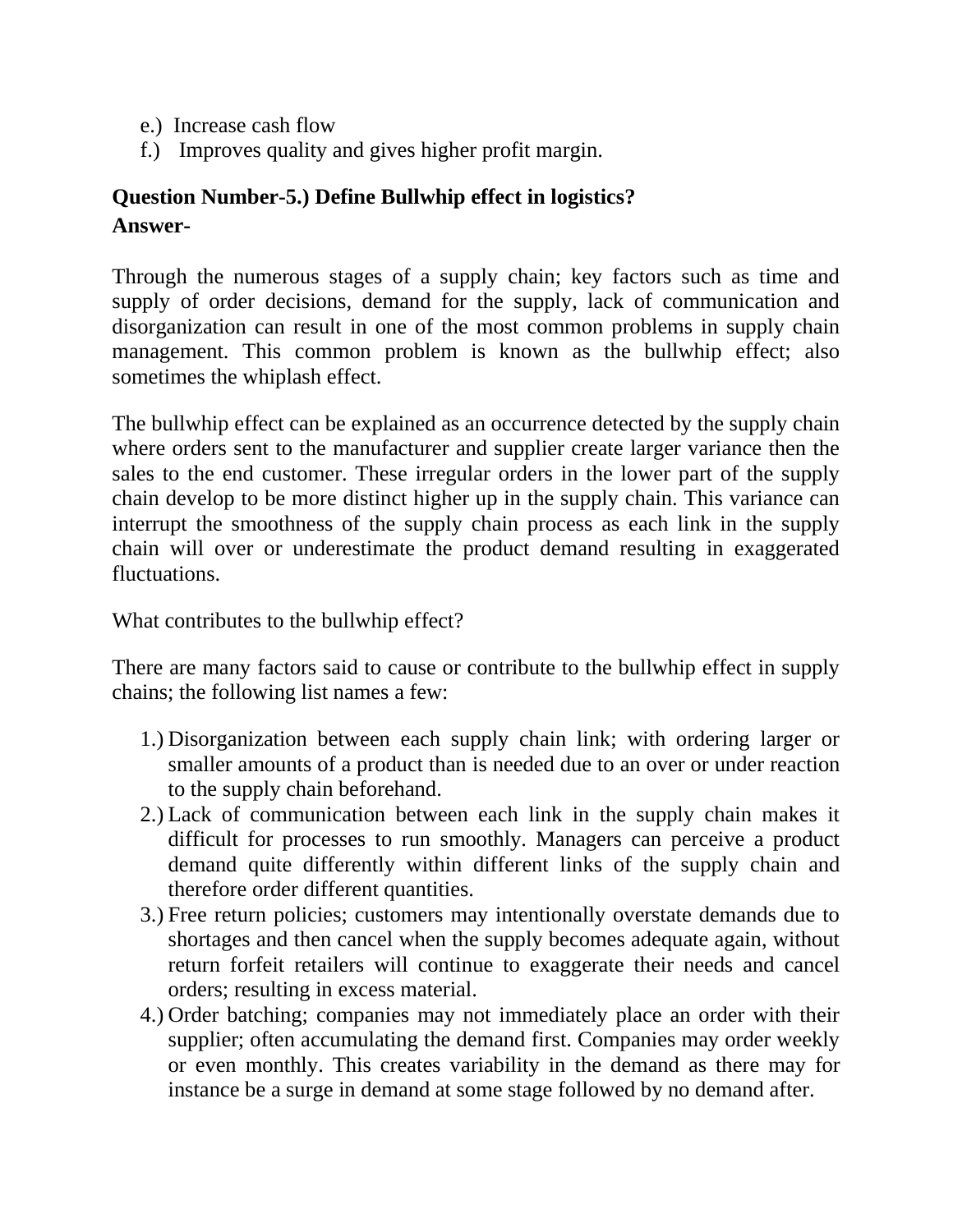e.) Increase cash flow
f.) Improves quality and gives higher profit margin.

**Question Number-5.) Define Bullwhip effect in logistics?**
**Answer-**

Through the numerous stages of a supply chain; key factors such as time and supply of order decisions, demand for the supply, lack of communication and disorganization can result in one of the most common problems in supply chain management. This common problem is known as the bullwhip effect; also sometimes the whiplash effect.

The bullwhip effect can be explained as an occurrence detected by the supply chain where orders sent to the manufacturer and supplier create larger variance then the sales to the end customer. These irregular orders in the lower part of the supply chain develop to be more distinct higher up in the supply chain. This variance can interrupt the smoothness of the supply chain process as each link in the supply chain will over or underestimate the product demand resulting in exaggerated fluctuations.

What contributes to the bullwhip effect?

There are many factors said to cause or contribute to the bullwhip effect in supply chains; the following list names a few:

1.) Disorganization between each supply chain link; with ordering larger or smaller amounts of a product than is needed due to an over or under reaction to the supply chain beforehand.
2.) Lack of communication between each link in the supply chain makes it difficult for processes to run smoothly. Managers can perceive a product demand quite differently within different links of the supply chain and therefore order different quantities.
3.) Free return policies; customers may intentionally overstate demands due to shortages and then cancel when the supply becomes adequate again, without return forfeit retailers will continue to exaggerate their needs and cancel orders; resulting in excess material.
4.) Order batching; companies may not immediately place an order with their supplier; often accumulating the demand first. Companies may order weekly or even monthly. This creates variability in the demand as there may for instance be a surge in demand at some stage followed by no demand after.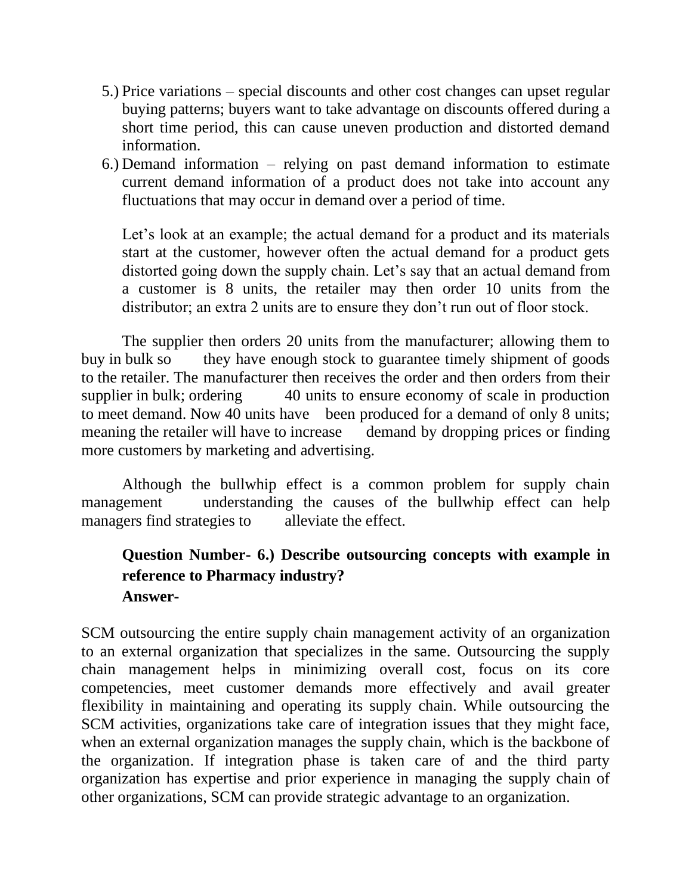5.) Price variations – special discounts and other cost changes can upset regular buying patterns; buyers want to take advantage on discounts offered during a short time period, this can cause uneven production and distorted demand information.

6.) Demand information – relying on past demand information to estimate current demand information of a product does not take into account any fluctuations that may occur in demand over a period of time.

Let's look at an example; the actual demand for a product and its materials start at the customer, however often the actual demand for a product gets distorted going down the supply chain. Let's say that an actual demand from a customer is 8 units, the retailer may then order 10 units from the distributor; an extra 2 units are to ensure they don't run out of floor stock.

The supplier then orders 20 units from the manufacturer; allowing them to buy in bulk so they have enough stock to guarantee timely shipment of goods to the retailer. The manufacturer then receives the order and then orders from their supplier in bulk; ordering 40 units to ensure economy of scale in production to meet demand. Now 40 units have been produced for a demand of only 8 units; meaning the retailer will have to increase demand by dropping prices or finding more customers by marketing and advertising.

Although the bullwhip effect is a common problem for supply chain management understanding the causes of the bullwhip effect can help managers find strategies to alleviate the effect.

**Question Number- 6.) Describe outsourcing concepts with example in reference to Pharmacy industry?**

**Answer-**

SCM outsourcing the entire supply chain management activity of an organization to an external organization that specializes in the same. Outsourcing the supply chain management helps in minimizing overall cost, focus on its core competencies, meet customer demands more effectively and avail greater flexibility in maintaining and operating its supply chain. While outsourcing the SCM activities, organizations take care of integration issues that they might face, when an external organization manages the supply chain, which is the backbone of the organization. If integration phase is taken care of and the third party organization has expertise and prior experience in managing the supply chain of other organizations, SCM can provide strategic advantage to an organization.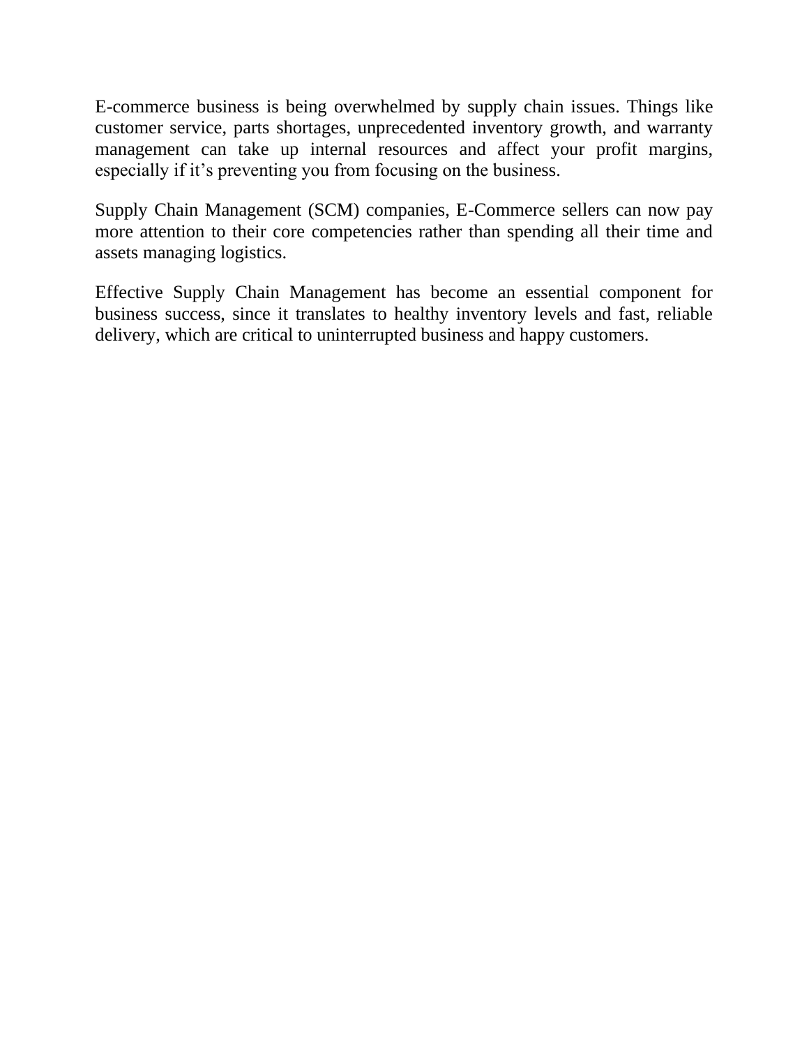E-commerce business is being overwhelmed by supply chain issues. Things like customer service, parts shortages, unprecedented inventory growth, and warranty management can take up internal resources and affect your profit margins, especially if it's preventing you from focusing on the business.

Supply Chain Management (SCM) companies, E-Commerce sellers can now pay more attention to their core competencies rather than spending all their time and assets managing logistics.

Effective Supply Chain Management has become an essential component for business success, since it translates to healthy inventory levels and fast, reliable delivery, which are critical to uninterrupted business and happy customers.